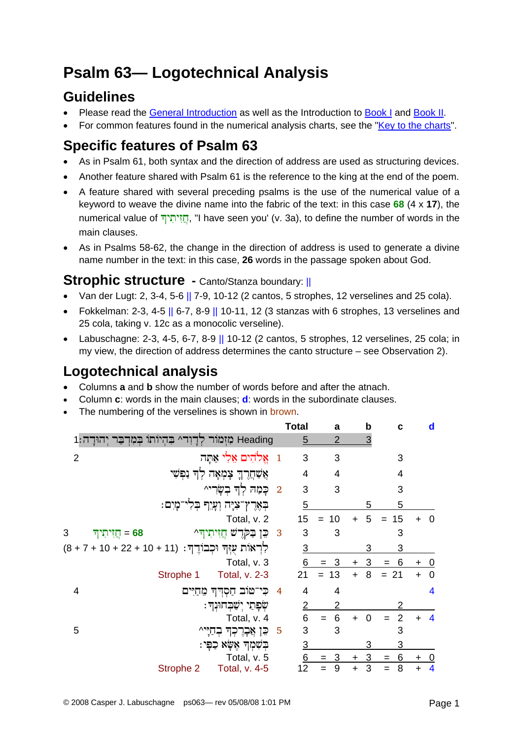# Psalm 63— Logotechnical Analysis

## Guidelines

- Please read the General Introduction as well as the Introduction to Book I and Book II.
- For common features found in the numerical analysis charts, see the "Key to the charts".

## Specific features of Psalm 63

- As in Psalm 61, both syntax and the direction of address are used as structuring devices.
- Another feature shared with Psalm 61 is the reference to the king at the end of the poem.
- A feature shared with several preceding psalms is the use of the numerical value of a keyword to weave the divine name into the fabric of the text: in this case **68** (4 x **17**), the numerical value of חֲזִיתִיךָ, "I have seen you' (v. 3a), to define the number of words in the main clauses.
- As in Psalms 58-62, the change in the direction of address is used to generate a divine name number in the text: in this case, **26** words in the passage spoken about God.

## Strophic structure - Canto/Stanza boundary: ||

- Van der Lugt: 2, 3-4, 5-6 || 7-9, 10-12 (2 cantos, 5 strophes, 12 verselines and 25 cola).
- Fokkelman: 2-3, 4-5 || 6-7, 8-9 || 10-11, 12 (3 stanzas with 6 strophes, 13 verselines and 25 cola, taking v. 12c as a monocolic verseline).
- Labuschagne: 2-3, 4-5, 6-7, 8-9 || 10-12 (2 cantos, 5 strophes, 12 verselines, 25 cola; in my view, the direction of address determines the canto structure – see Observation 2).

## Logotechnical analysis

- Columns **a** and **b** show the number of words before and after the atnach.
- Column **c**: words in the main clauses; **d**: words in the subordinate clauses.
- The numbering of the verselines is shown in brown.

| Verse | Notes | Text | Line | Total | | a | | b | | c | | d |
|---|---|---|---|---|---|---|---|---|---|---|---|---|
| 1: | | מִזְמוֹר לְדָוִד^ בִּהְיוֹתוֹ בְּמִדְבַּר יְהוּדָה: Heading | | 5 | | 2 | | 3 | | | | |
| 2 | | אֱלֹהִים אֵלִי אַתָּה | 1 | 3 | | 3 | | | | 3 | | |
| | | אֲשַׁחֲרֶךָּ צָמְאָה לְךָ נַפְשִׁי | | 4 | | 4 | | | | 4 | | |
| | | כָּמַהּ לְךָ בְשָׂרִי^ | 2 | 3 | | 3 | | | | 3 | | |
| | | בְּאֶרֶץ־צִיָּה וְעָיֵף בְּלִי־מָיִם: | | 5 | | | | 5 | | 5 | | |
| | | Total, v. 2 | | 15 | = | 10 | + | 5 | = | 15 | + | 0 |
| 3 | חֲזִיתִיךָ = **68** | כֵּן בַּקֹּדֶשׁ חֲזִיתִיךָ^ | 3 | 3 | | 3 | | | | 3 | | |
| | (8 + 7 + 10 + 22 + 10 + 11) | לִרְאוֹת עֻזְּךָ וּכְבוֹדֶךָ: | | 3 | | | | 3 | | 3 | | |
| | | Total, v. 3 | | 6 | = | 3 | + | 3 | = | 6 | + | 0 |
| | Strophe 1 | Total, v. 2-3 | | 21 | = | 13 | + | 8 | = | 21 | + | 0 |
| 4 | | כִּי־טוֹב חַסְדְּךָ מֵחַיִּים | 4 | 4 | | 4 | | | | | | 4 |
| | | שְׂפָתַי יְשַׁבְּחוּנְךָ: | | 2 | | 2 | | | | 2 | | |
| | | Total, v. 4 | | 6 | = | 6 | + | 0 | = | 2 | + | 4 |
| 5 | | כֵּן אֲבָרֶכְךָ בְחַיָּי^ | 5 | 3 | | 3 | | | | 3 | | |
| | | בְּשִׁמְךָ אֶשָּׂא כַפָּי: | | 3 | | | | 3 | | 3 | | |
| | | Total, v. 5 | | 6 | = | 3 | + | 3 | = | 6 | + | 0 |
| | Strophe 2 | Total, v. 4-5 | | 12 | = | 9 | + | 3 | = | 8 | + | 4 |

© 2008 Casper J. Labuschagne ps063— rev 05/08/08 1:01 PM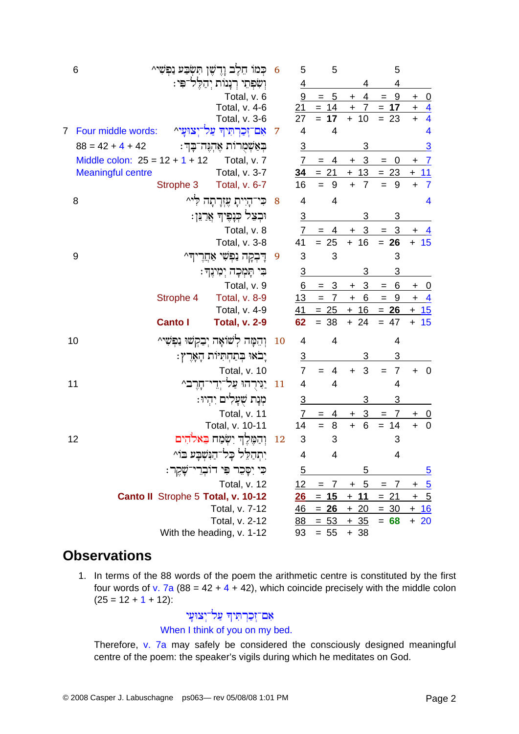| | | | | | | | | | | |
|---|---|---|---|---|---|---|---|---|---|---|
| 6 | | כְּמוֹ חֵלֶב וָדֶשֶׁן תִּשְׂבַּע נַפְשִׁי^ | 6 | 5 | 5 | | | 5 | | |
| | | וְשִׂפְתֵי רְנָנוֹת יְהַלֶּל־פִּי׃ | | 4 | | | 4 | 4 | | |
| | | Total, v. 6 | | 9 | = 5 | + | 4 | = 9 | + | 0 |
| | | Total, v. 4-6 | | 21 | = 14 | + | 7 | = **17** | + | 4 |
| | | Total, v. 3-6 | | 27 | = **17** | + | 10 | = 23 | + | 4 |
| 7 | Four middle words: | אִם־זְכַרְתִּיךָ עַל־יְצוּעָי^ | 7 | 4 | 4 | | | | | 4 |
| | 88 = 42 + 4 + 42 | בְּאַשְׁמֻרוֹת אֶהְגֶּה־בָּךְ׃ | | 3 | | | 3 | | | 3 |
| | Middle colon: 25 = 12 + 1 + 12 | Total, v. 7 | | 7 | = 4 | + | 3 | = 0 | + | 7 |
| | Meaningful centre | Total, v. 3-7 | | **34** | = 21 | + | 13 | = 23 | + | 11 |
| | Strophe 3 | Total, v. 6-7 | | 16 | = 9 | + | 7 | = 9 | + | 7 |
| 8 | | כִּי־הָיִיתָ עֶזְרָתָה לִּי^ | 8 | 4 | 4 | | | | | 4 |
| | | וּבְצֵל כְּנָפֶיךָ אֲרַנֵּן׃ | | 3 | | | 3 | 3 | | |
| | | Total, v. 8 | | 7 | = 4 | + | 3 | = 3 | + | 4 |
| | | Total, v. 3-8 | | 41 | = 25 | + | 16 | = **26** | + | 15 |
| 9 | | דָּבְקָה נַפְשִׁי אַחֲרֶיךָ^ | 9 | 3 | 3 | | | 3 | | |
| | | בִּי תָּמְכָה יְמִינֶךָ׃ | | 3 | | | 3 | 3 | | |
| | | Total, v. 9 | | 6 | = 3 | + | 3 | = 6 | + | 0 |
| | Strophe 4 | Total, v. 8-9 | | 13 | = 7 | + | 6 | = 9 | + | 4 |
| | | Total, v. 4-9 | | 41 | = 25 | + | 16 | = **26** | + | 15 |
| | **Canto I** | **Total, v. 2-9** | | **62** | = 38 | + | 24 | = 47 | + | 15 |
| 10 | | וְהֵמָּה לְשׁוֹאָה יְבַקְשׁוּ נַפְשִׁי^ | 10 | 4 | 4 | | | 4 | | |
| | | יָבֹאוּ בְּתַחְתִּיּוֹת הָאָרֶץ׃ | | 3 | | | 3 | 3 | | |
| | | Total, v. 10 | | 7 | = 4 | + | 3 | = 7 | + | 0 |
| 11 | | יַגִּירֻהוּ עַל־יְדֵי־חָרֶב^ | 11 | 4 | 4 | | | 4 | | |
| | | מְנָת שֻׁעָלִים יִהְיוּ׃ | | 3 | | | 3 | 3 | | |
| | | Total, v. 11 | | 7 | = 4 | + | 3 | = 7 | + | 0 |
| | | Total, v. 10-11 | | 14 | = 8 | + | 6 | = 14 | + | 0 |
| 12 | | וְהַמֶּלֶךְ יִשְׂמַח בֵּאלֹהִים | 12 | 3 | 3 | | | 3 | | |
| | | יִתְהַלֵּל כָּל־הַנִּשְׁבָּע בּוֹ^ | | 4 | 4 | | | 4 | | |
| | | כִּי יִסָּכֵר פִּי דוֹבְרֵי־שָׁקֶר׃ | | 5 | | | 5 | | | 5 |
| | | Total, v. 12 | | 12 | = 7 | + | 5 | = 7 | + | 5 |
| | **Canto II** Strophe 5 | **Total, v. 10-12** | | **26** | = **15** | + | **11** | = 21 | + | 5 |
| | | Total, v. 7-12 | | 46 | = **26** | + | 20 | = 30 | + | 16 |
| | | Total, v. 2-12 | | 88 | = 53 | + | 35 | = **68** | + | 20 |
| | | With the heading, v. 1-12 | | 93 | = 55 | + | 38 | | | |

## Observations

1. In terms of the 88 words of the poem the arithmetic centre is constituted by the first four words of v. 7a (88 = 42 + 4 + 42), which coincide precisely with the middle colon (25 = 12 + 1 + 12):

   אִם־זְכַרְתִּיךָ עַל־יְצוּעָי

   When I think of you on my bed.

   Therefore, v. 7a may safely be considered the consciously designed meaningful centre of the poem: the speaker's vigils during which he meditates on God.

© 2008 Casper J. Labuschagne ps063— rev 05/08/08 1:01 PM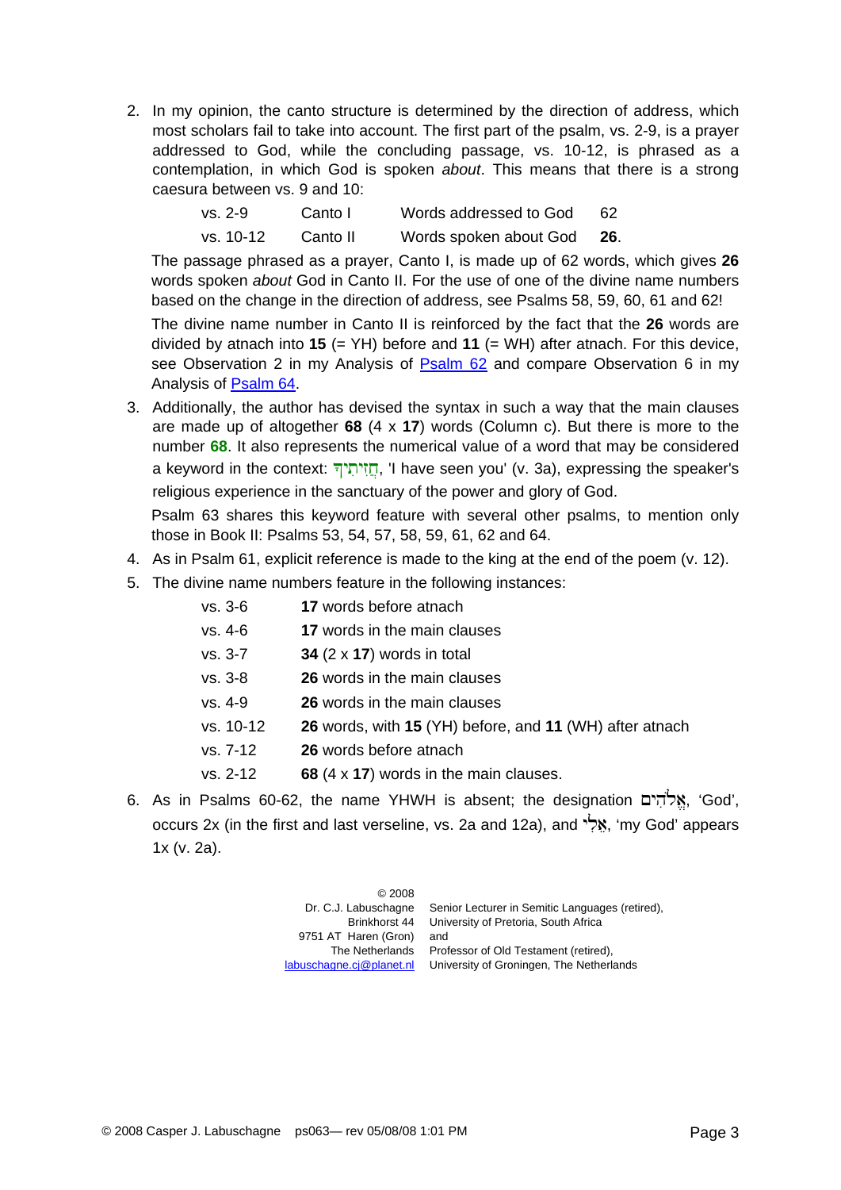2. In my opinion, the canto structure is determined by the direction of address, which most scholars fail to take into account. The first part of the psalm, vs. 2-9, is a prayer addressed to God, while the concluding passage, vs. 10-12, is phrased as a contemplation, in which God is spoken *about*. This means that there is a strong caesura between vs. 9 and 10:

   | | | | |
   |---|---|---|---|
   | vs. 2-9 | Canto I | Words addressed to God | 62 |
   | vs. 10-12 | Canto II | Words spoken about God | **26**. |

   The passage phrased as a prayer, Canto I, is made up of 62 words, which gives **26** words spoken *about* God in Canto II. For the use of one of the divine name numbers based on the change in the direction of address, see Psalms 58, 59, 60, 61 and 62!

   The divine name number in Canto II is reinforced by the fact that the **26** words are divided by atnach into **15** (= YH) before and **11** (= WH) after atnach. For this device, see Observation 2 in my Analysis of [Psalm 62] and compare Observation 6 in my Analysis of [Psalm 64].

3. Additionally, the author has devised the syntax in such a way that the main clauses are made up of altogether **68** (4 x **17**) words (Column c). But there is more to the number **68**. It also represents the numerical value of a word that may be considered a keyword in the context: חֲזִיתִיךָ, 'I have seen you' (v. 3a), expressing the speaker's religious experience in the sanctuary of the power and glory of God.

   Psalm 63 shares this keyword feature with several other psalms, to mention only those in Book II: Psalms 53, 54, 57, 58, 59, 61, 62 and 64.

4. As in Psalm 61, explicit reference is made to the king at the end of the poem (v. 12).

5. The divine name numbers feature in the following instances:

   | | |
   |---|---|
   | vs. 3-6 | **17** words before atnach |
   | vs. 4-6 | **17** words in the main clauses |
   | vs. 3-7 | **34** (2 x **17**) words in total |
   | vs. 3-8 | **26** words in the main clauses |
   | vs. 4-9 | **26** words in the main clauses |
   | vs. 10-12 | **26** words, with **15** (YH) before, and **11** (WH) after atnach |
   | vs. 7-12 | **26** words before atnach |
   | vs. 2-12 | **68** (4 x **17**) words in the main clauses. |

6. As in Psalms 60-62, the name YHWH is absent; the designation אֱלֹהִים, 'God', occurs 2x (in the first and last verseline, vs. 2a and 12a), and אֵלִי, 'my God' appears 1x (v. 2a).

© 2008
Dr. C.J. Labuschagne
Brinkhorst 44
9751 AT Haren (Gron)
The Netherlands
labuschagne.cj@planet.nl

Senior Lecturer in Semitic Languages (retired),
University of Pretoria, South Africa
and
Professor of Old Testament (retired),
University of Groningen, The Netherlands